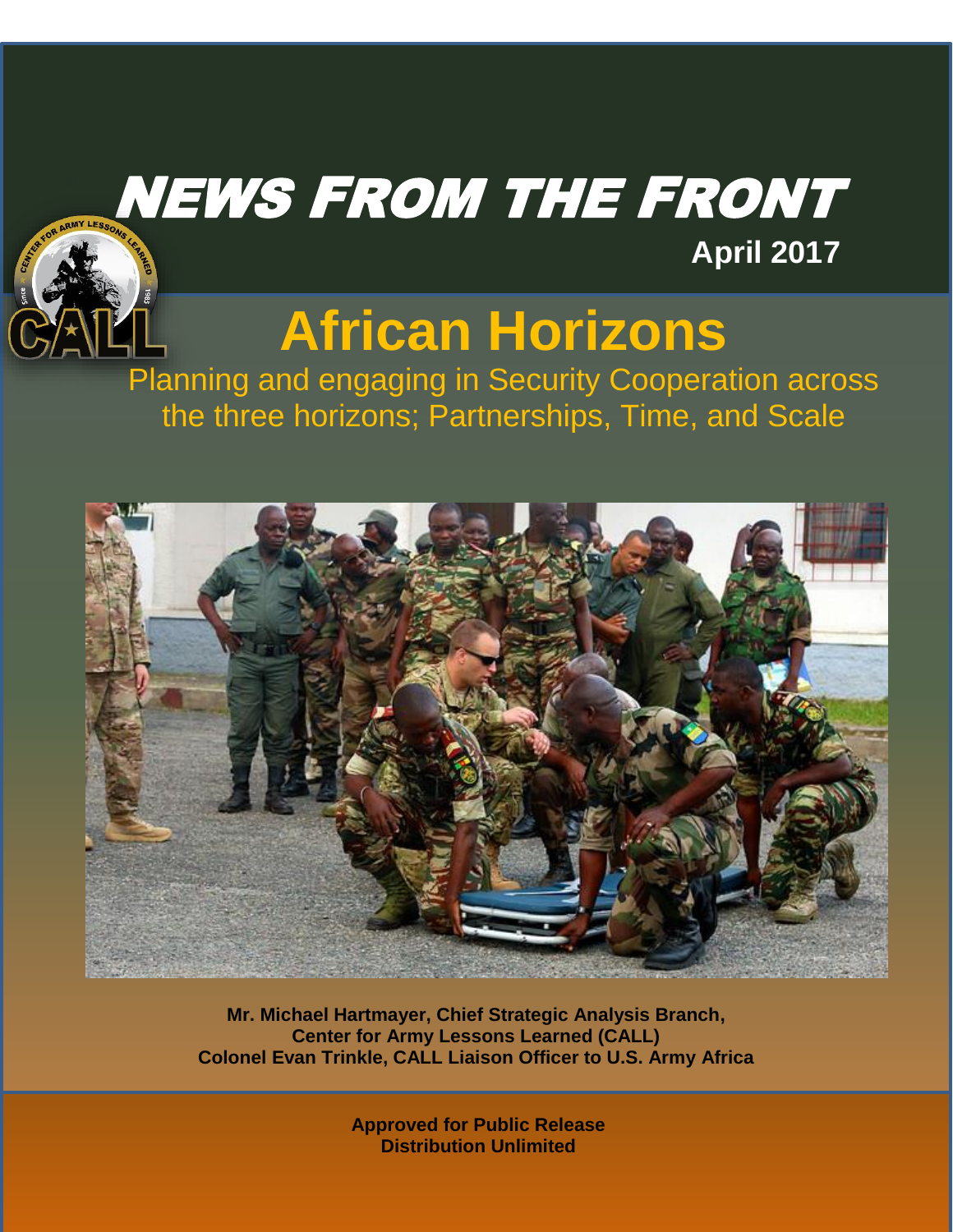# NEWS FROM THE FRONT

**April 2017**

# African Horizons

## Planning and engaging in Security Cooperation across the three horizons; Partnerships, Time, and Scale

**Mr. Michael Hartmayer, Chief Strategic Analysis Branch, Center for Army Lessons Learned (CALL)**
**Colonel Evan Trinkle, CALL Liaison Officer to U.S. Army Africa**

**Approved for Public Release**
**Distribution Unlimited**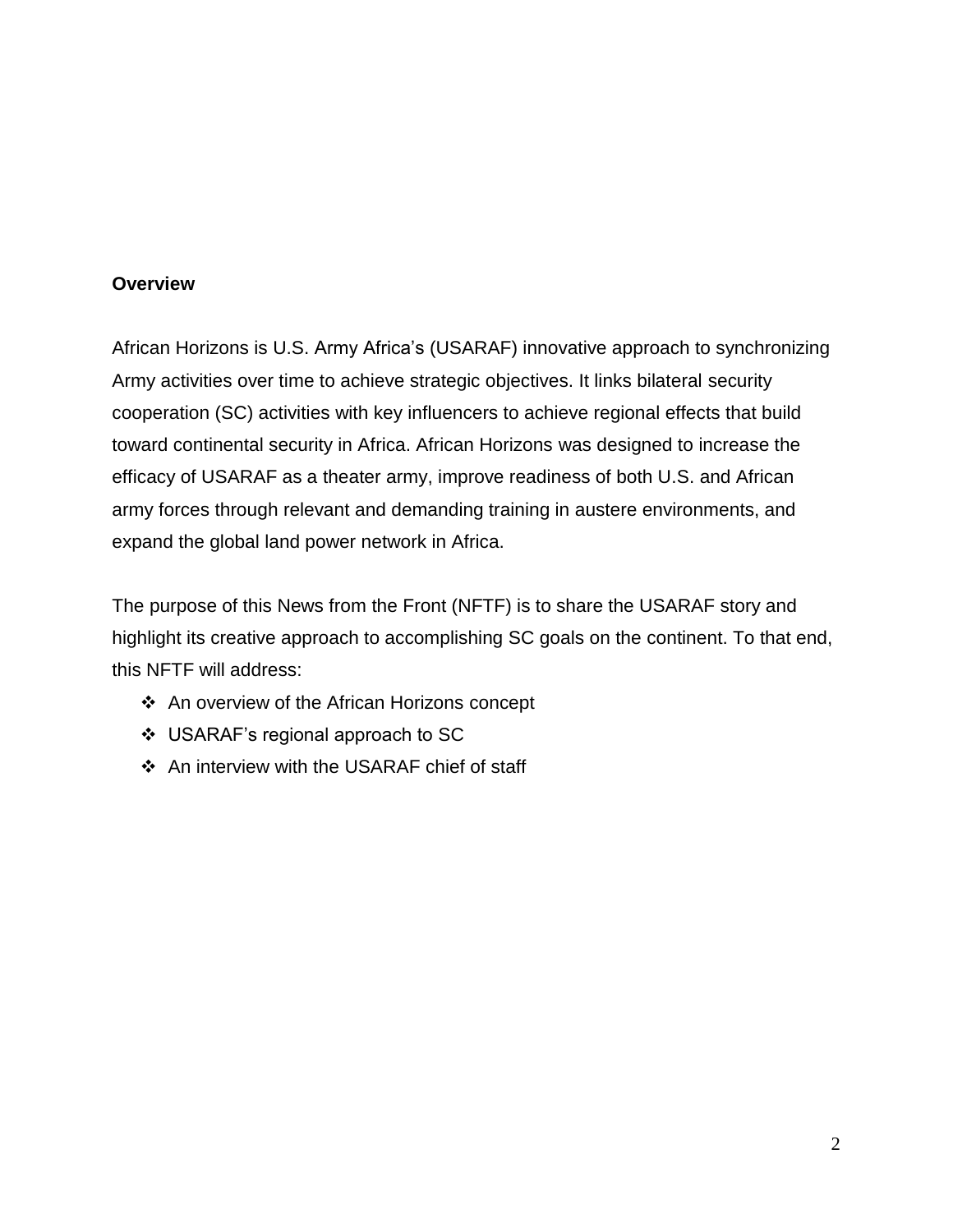## Overview

African Horizons is U.S. Army Africa's (USARAF) innovative approach to synchronizing Army activities over time to achieve strategic objectives. It links bilateral security cooperation (SC) activities with key influencers to achieve regional effects that build toward continental security in Africa. African Horizons was designed to increase the efficacy of USARAF as a theater army, improve readiness of both U.S. and African army forces through relevant and demanding training in austere environments, and expand the global land power network in Africa.

The purpose of this News from the Front (NFTF) is to share the USARAF story and highlight its creative approach to accomplishing SC goals on the continent. To that end, this NFTF will address:

- An overview of the African Horizons concept
- USARAF's regional approach to SC
- An interview with the USARAF chief of staff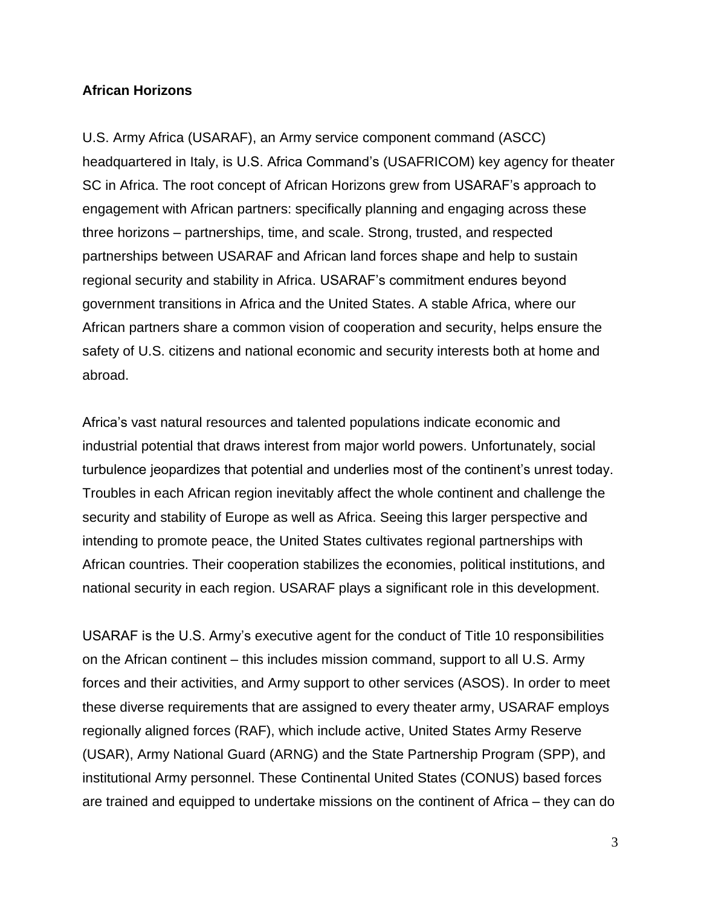**African Horizons**

U.S. Army Africa (USARAF), an Army service component command (ASCC) headquartered in Italy, is U.S. Africa Command's (USAFRICOM) key agency for theater SC in Africa. The root concept of African Horizons grew from USARAF's approach to engagement with African partners: specifically planning and engaging across these three horizons – partnerships, time, and scale. Strong, trusted, and respected partnerships between USARAF and African land forces shape and help to sustain regional security and stability in Africa. USARAF's commitment endures beyond government transitions in Africa and the United States. A stable Africa, where our African partners share a common vision of cooperation and security, helps ensure the safety of U.S. citizens and national economic and security interests both at home and abroad.

Africa's vast natural resources and talented populations indicate economic and industrial potential that draws interest from major world powers. Unfortunately, social turbulence jeopardizes that potential and underlies most of the continent's unrest today. Troubles in each African region inevitably affect the whole continent and challenge the security and stability of Europe as well as Africa. Seeing this larger perspective and intending to promote peace, the United States cultivates regional partnerships with African countries. Their cooperation stabilizes the economies, political institutions, and national security in each region. USARAF plays a significant role in this development.

USARAF is the U.S. Army's executive agent for the conduct of Title 10 responsibilities on the African continent – this includes mission command, support to all U.S. Army forces and their activities, and Army support to other services (ASOS). In order to meet these diverse requirements that are assigned to every theater army, USARAF employs regionally aligned forces (RAF), which include active, United States Army Reserve (USAR), Army National Guard (ARNG) and the State Partnership Program (SPP), and institutional Army personnel. These Continental United States (CONUS) based forces are trained and equipped to undertake missions on the continent of Africa – they can do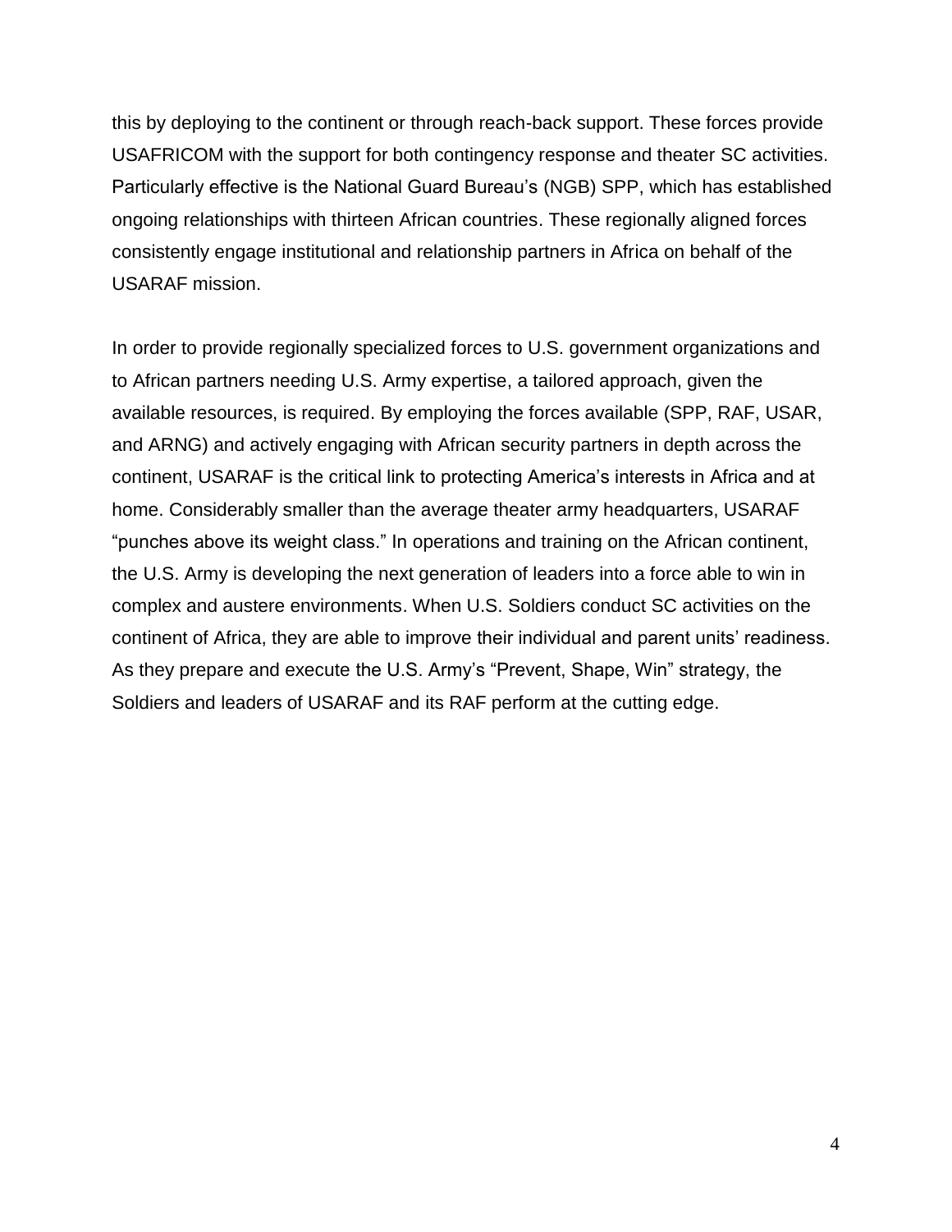this by deploying to the continent or through reach-back support. These forces provide USAFRICOM with the support for both contingency response and theater SC activities. Particularly effective is the National Guard Bureau's (NGB) SPP, which has established ongoing relationships with thirteen African countries. These regionally aligned forces consistently engage institutional and relationship partners in Africa on behalf of the USARAF mission.

In order to provide regionally specialized forces to U.S. government organizations and to African partners needing U.S. Army expertise, a tailored approach, given the available resources, is required. By employing the forces available (SPP, RAF, USAR, and ARNG) and actively engaging with African security partners in depth across the continent, USARAF is the critical link to protecting America's interests in Africa and at home. Considerably smaller than the average theater army headquarters, USARAF "punches above its weight class." In operations and training on the African continent, the U.S. Army is developing the next generation of leaders into a force able to win in complex and austere environments. When U.S. Soldiers conduct SC activities on the continent of Africa, they are able to improve their individual and parent units' readiness. As they prepare and execute the U.S. Army's "Prevent, Shape, Win" strategy, the Soldiers and leaders of USARAF and its RAF perform at the cutting edge.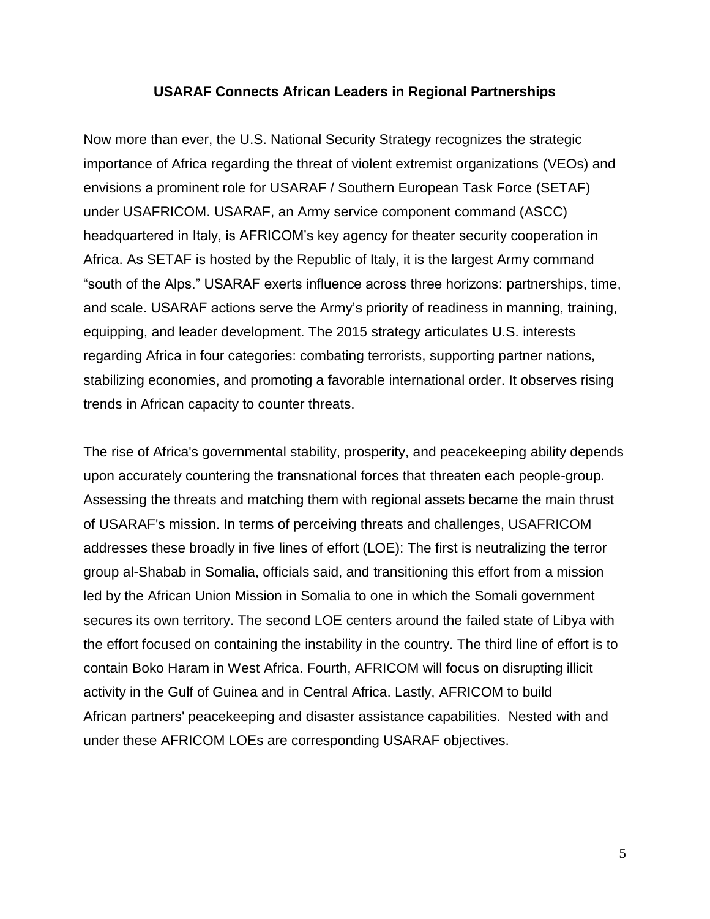## USARAF Connects African Leaders in Regional Partnerships

Now more than ever, the U.S. National Security Strategy recognizes the strategic importance of Africa regarding the threat of violent extremist organizations (VEOs) and envisions a prominent role for USARAF / Southern European Task Force (SETAF) under USAFRICOM. USARAF, an Army service component command (ASCC) headquartered in Italy, is AFRICOM's key agency for theater security cooperation in Africa. As SETAF is hosted by the Republic of Italy, it is the largest Army command "south of the Alps." USARAF exerts influence across three horizons: partnerships, time, and scale. USARAF actions serve the Army's priority of readiness in manning, training, equipping, and leader development. The 2015 strategy articulates U.S. interests regarding Africa in four categories: combating terrorists, supporting partner nations, stabilizing economies, and promoting a favorable international order. It observes rising trends in African capacity to counter threats.

The rise of Africa's governmental stability, prosperity, and peacekeeping ability depends upon accurately countering the transnational forces that threaten each people-group. Assessing the threats and matching them with regional assets became the main thrust of USARAF's mission. In terms of perceiving threats and challenges, USAFRICOM addresses these broadly in five lines of effort (LOE): The first is neutralizing the terror group al-Shabab in Somalia, officials said, and transitioning this effort from a mission led by the African Union Mission in Somalia to one in which the Somali government secures its own territory. The second LOE centers around the failed state of Libya with the effort focused on containing the instability in the country. The third line of effort is to contain Boko Haram in West Africa. Fourth, AFRICOM will focus on disrupting illicit activity in the Gulf of Guinea and in Central Africa. Lastly, AFRICOM to build African partners' peacekeeping and disaster assistance capabilities. Nested with and under these AFRICOM LOEs are corresponding USARAF objectives.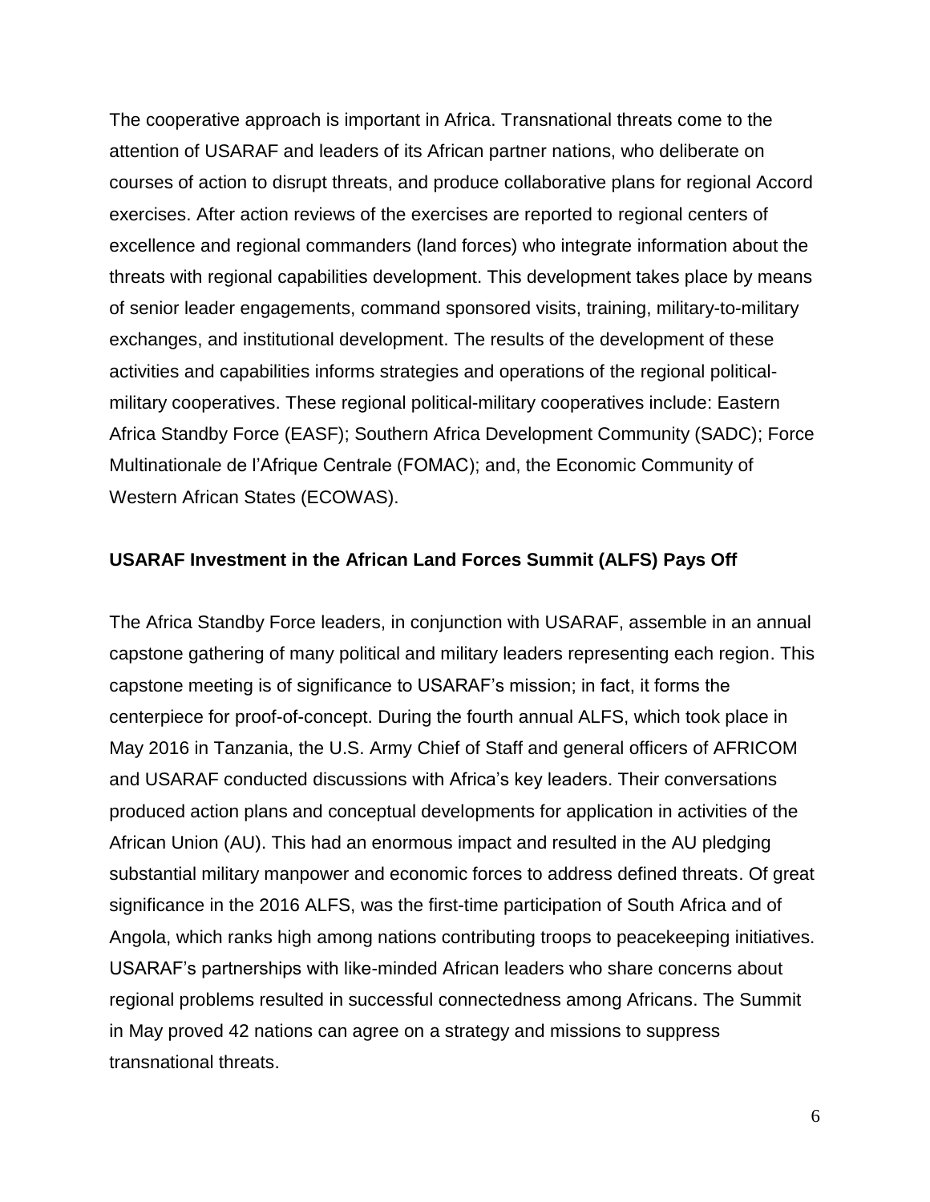The cooperative approach is important in Africa. Transnational threats come to the attention of USARAF and leaders of its African partner nations, who deliberate on courses of action to disrupt threats, and produce collaborative plans for regional Accord exercises. After action reviews of the exercises are reported to regional centers of excellence and regional commanders (land forces) who integrate information about the threats with regional capabilities development. This development takes place by means of senior leader engagements, command sponsored visits, training, military-to-military exchanges, and institutional development. The results of the development of these activities and capabilities informs strategies and operations of the regional political-military cooperatives. These regional political-military cooperatives include: Eastern Africa Standby Force (EASF); Southern Africa Development Community (SADC); Force Multinationale de l'Afrique Centrale (FOMAC); and, the Economic Community of Western African States (ECOWAS).

**USARAF Investment in the African Land Forces Summit (ALFS) Pays Off**

The Africa Standby Force leaders, in conjunction with USARAF, assemble in an annual capstone gathering of many political and military leaders representing each region. This capstone meeting is of significance to USARAF's mission; in fact, it forms the centerpiece for proof-of-concept. During the fourth annual ALFS, which took place in May 2016 in Tanzania, the U.S. Army Chief of Staff and general officers of AFRICOM and USARAF conducted discussions with Africa's key leaders. Their conversations produced action plans and conceptual developments for application in activities of the African Union (AU). This had an enormous impact and resulted in the AU pledging substantial military manpower and economic forces to address defined threats. Of great significance in the 2016 ALFS, was the first-time participation of South Africa and of Angola, which ranks high among nations contributing troops to peacekeeping initiatives. USARAF's partnerships with like-minded African leaders who share concerns about regional problems resulted in successful connectedness among Africans. The Summit in May proved 42 nations can agree on a strategy and missions to suppress transnational threats.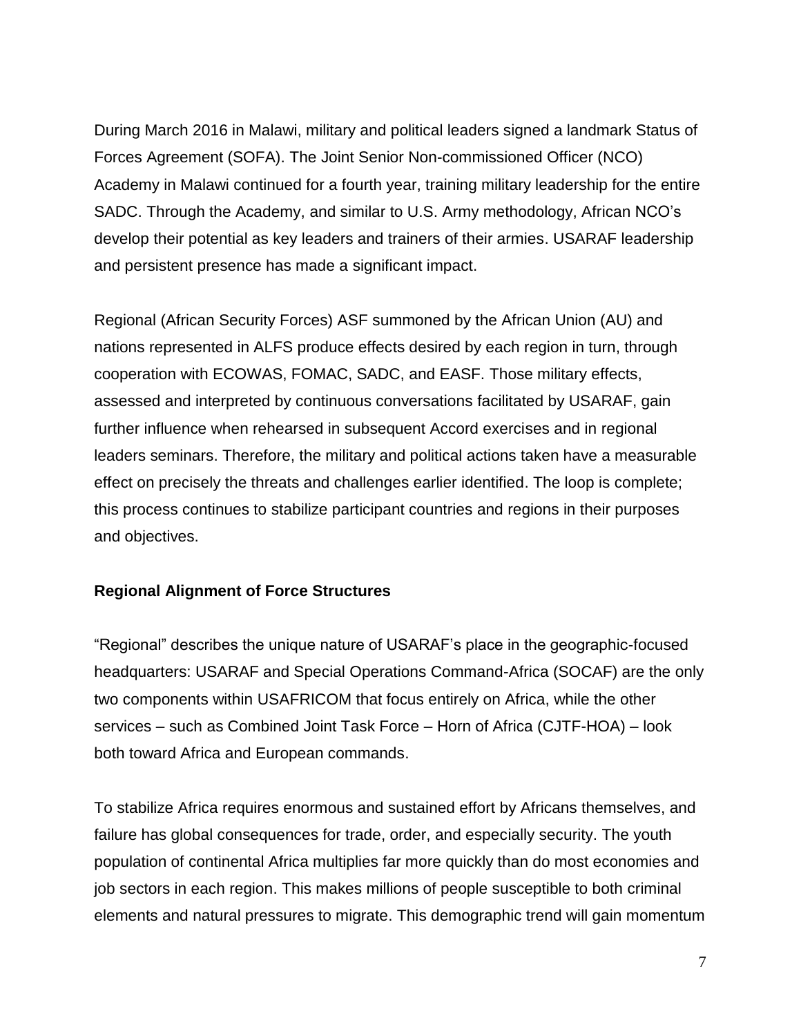During March 2016 in Malawi, military and political leaders signed a landmark Status of Forces Agreement (SOFA). The Joint Senior Non-commissioned Officer (NCO) Academy in Malawi continued for a fourth year, training military leadership for the entire SADC. Through the Academy, and similar to U.S. Army methodology, African NCO's develop their potential as key leaders and trainers of their armies. USARAF leadership and persistent presence has made a significant impact.

Regional (African Security Forces) ASF summoned by the African Union (AU) and nations represented in ALFS produce effects desired by each region in turn, through cooperation with ECOWAS, FOMAC, SADC, and EASF. Those military effects, assessed and interpreted by continuous conversations facilitated by USARAF, gain further influence when rehearsed in subsequent Accord exercises and in regional leaders seminars. Therefore, the military and political actions taken have a measurable effect on precisely the threats and challenges earlier identified. The loop is complete; this process continues to stabilize participant countries and regions in their purposes and objectives.

**Regional Alignment of Force Structures**

"Regional" describes the unique nature of USARAF's place in the geographic-focused headquarters: USARAF and Special Operations Command-Africa (SOCAF) are the only two components within USAFRICOM that focus entirely on Africa, while the other services – such as Combined Joint Task Force – Horn of Africa (CJTF-HOA) – look both toward Africa and European commands.

To stabilize Africa requires enormous and sustained effort by Africans themselves, and failure has global consequences for trade, order, and especially security. The youth population of continental Africa multiplies far more quickly than do most economies and job sectors in each region. This makes millions of people susceptible to both criminal elements and natural pressures to migrate. This demographic trend will gain momentum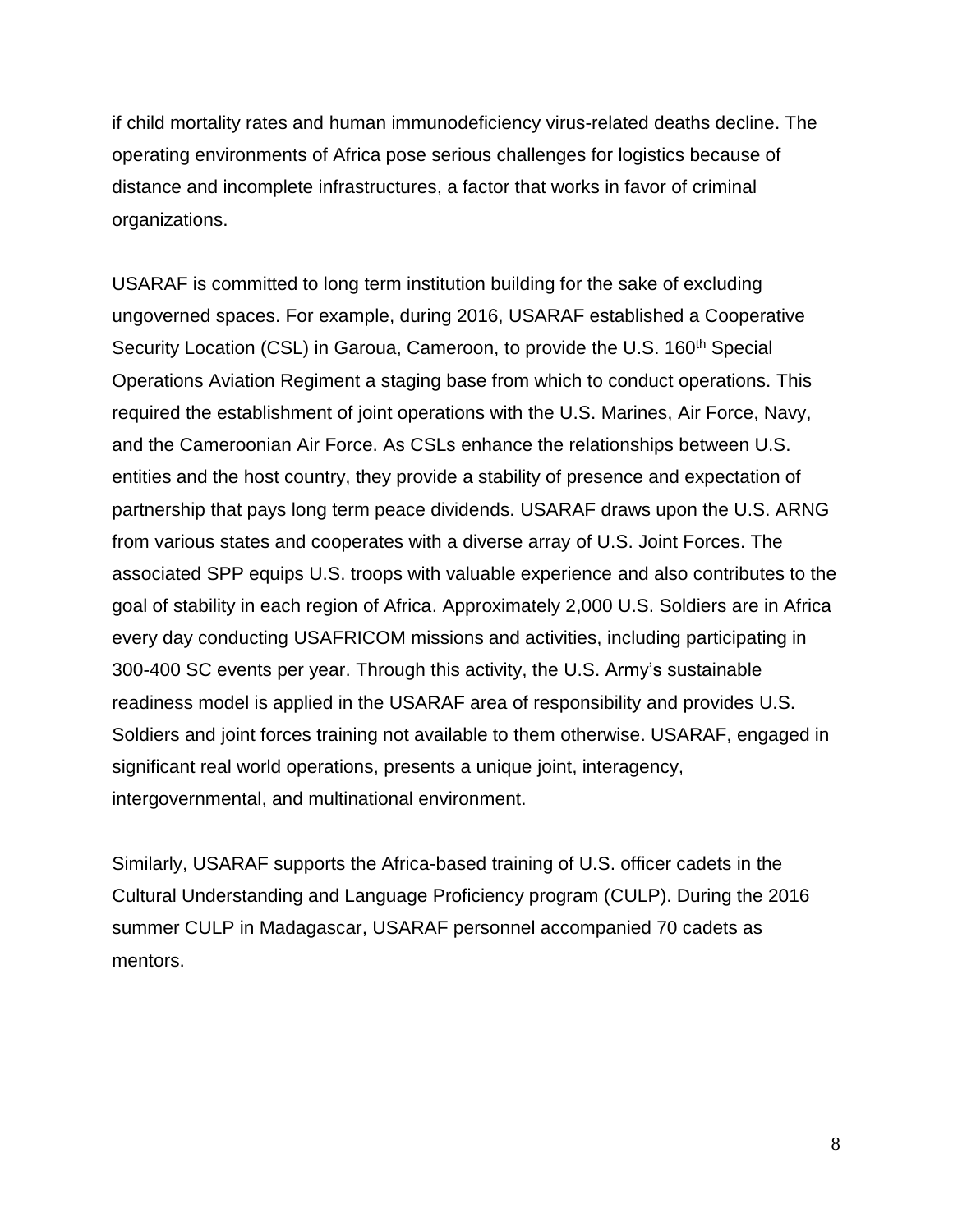if child mortality rates and human immunodeficiency virus-related deaths decline. The operating environments of Africa pose serious challenges for logistics because of distance and incomplete infrastructures, a factor that works in favor of criminal organizations.

USARAF is committed to long term institution building for the sake of excluding ungoverned spaces. For example, during 2016, USARAF established a Cooperative Security Location (CSL) in Garoua, Cameroon, to provide the U.S. 160th Special Operations Aviation Regiment a staging base from which to conduct operations. This required the establishment of joint operations with the U.S. Marines, Air Force, Navy, and the Cameroonian Air Force. As CSLs enhance the relationships between U.S. entities and the host country, they provide a stability of presence and expectation of partnership that pays long term peace dividends. USARAF draws upon the U.S. ARNG from various states and cooperates with a diverse array of U.S. Joint Forces. The associated SPP equips U.S. troops with valuable experience and also contributes to the goal of stability in each region of Africa. Approximately 2,000 U.S. Soldiers are in Africa every day conducting USAFRICOM missions and activities, including participating in 300-400 SC events per year. Through this activity, the U.S. Army's sustainable readiness model is applied in the USARAF area of responsibility and provides U.S. Soldiers and joint forces training not available to them otherwise. USARAF, engaged in significant real world operations, presents a unique joint, interagency, intergovernmental, and multinational environment.

Similarly, USARAF supports the Africa-based training of U.S. officer cadets in the Cultural Understanding and Language Proficiency program (CULP). During the 2016 summer CULP in Madagascar, USARAF personnel accompanied 70 cadets as mentors.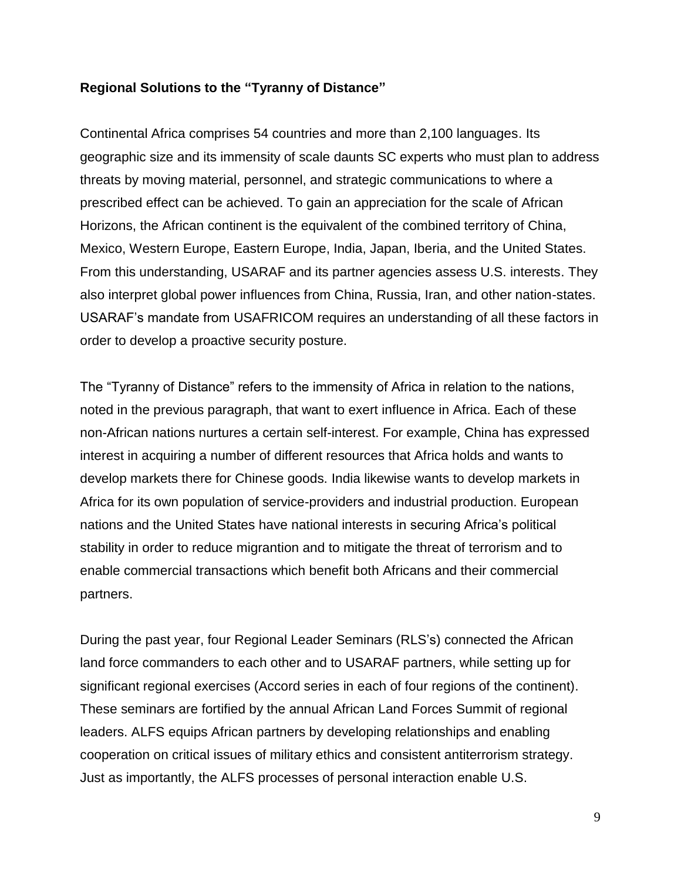**Regional Solutions to the "Tyranny of Distance"**

Continental Africa comprises 54 countries and more than 2,100 languages. Its geographic size and its immensity of scale daunts SC experts who must plan to address threats by moving material, personnel, and strategic communications to where a prescribed effect can be achieved. To gain an appreciation for the scale of African Horizons, the African continent is the equivalent of the combined territory of China, Mexico, Western Europe, Eastern Europe, India, Japan, Iberia, and the United States. From this understanding, USARAF and its partner agencies assess U.S. interests. They also interpret global power influences from China, Russia, Iran, and other nation-states. USARAF's mandate from USAFRICOM requires an understanding of all these factors in order to develop a proactive security posture.

The "Tyranny of Distance" refers to the immensity of Africa in relation to the nations, noted in the previous paragraph, that want to exert influence in Africa. Each of these non-African nations nurtures a certain self-interest. For example, China has expressed interest in acquiring a number of different resources that Africa holds and wants to develop markets there for Chinese goods. India likewise wants to develop markets in Africa for its own population of service-providers and industrial production. European nations and the United States have national interests in securing Africa's political stability in order to reduce migrantion and to mitigate the threat of terrorism and to enable commercial transactions which benefit both Africans and their commercial partners.

During the past year, four Regional Leader Seminars (RLS's) connected the African land force commanders to each other and to USARAF partners, while setting up for significant regional exercises (Accord series in each of four regions of the continent). These seminars are fortified by the annual African Land Forces Summit of regional leaders. ALFS equips African partners by developing relationships and enabling cooperation on critical issues of military ethics and consistent antiterrorism strategy. Just as importantly, the ALFS processes of personal interaction enable U.S.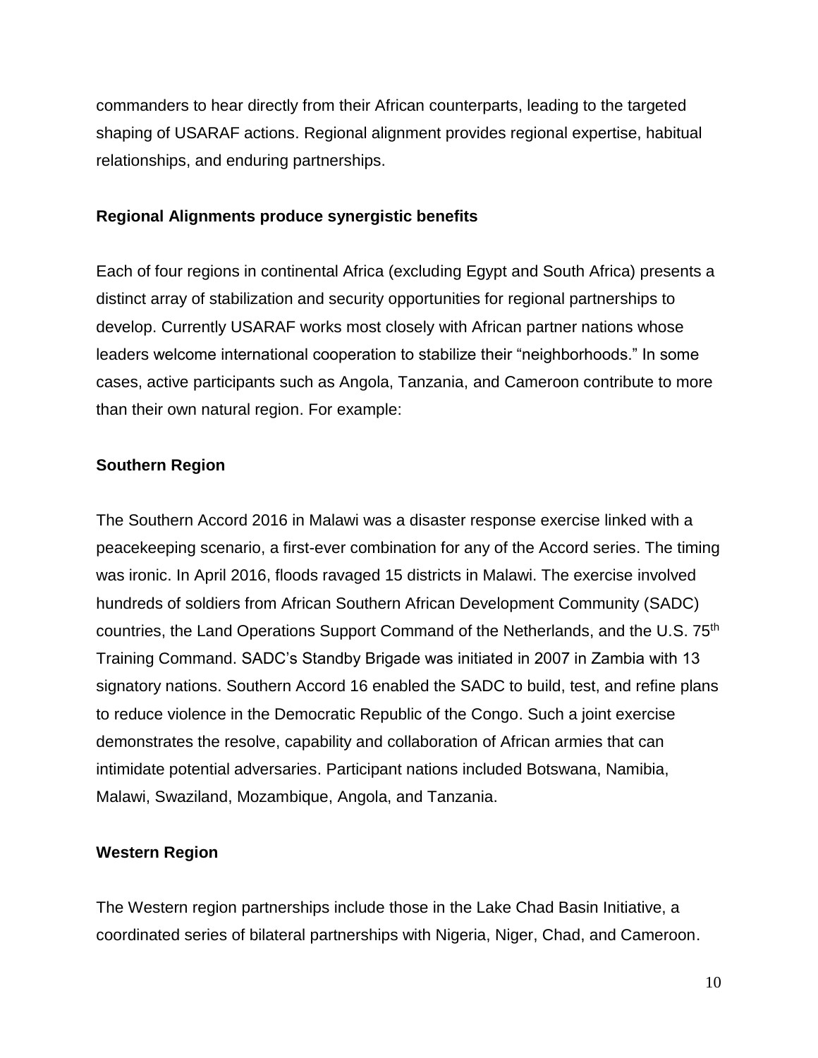commanders to hear directly from their African counterparts, leading to the targeted shaping of USARAF actions. Regional alignment provides regional expertise, habitual relationships, and enduring partnerships.

**Regional Alignments produce synergistic benefits**

Each of four regions in continental Africa (excluding Egypt and South Africa) presents a distinct array of stabilization and security opportunities for regional partnerships to develop. Currently USARAF works most closely with African partner nations whose leaders welcome international cooperation to stabilize their "neighborhoods." In some cases, active participants such as Angola, Tanzania, and Cameroon contribute to more than their own natural region. For example:

**Southern Region**

The Southern Accord 2016 in Malawi was a disaster response exercise linked with a peacekeeping scenario, a first-ever combination for any of the Accord series. The timing was ironic. In April 2016, floods ravaged 15 districts in Malawi. The exercise involved hundreds of soldiers from African Southern African Development Community (SADC) countries, the Land Operations Support Command of the Netherlands, and the U.S. 75th Training Command. SADC's Standby Brigade was initiated in 2007 in Zambia with 13 signatory nations. Southern Accord 16 enabled the SADC to build, test, and refine plans to reduce violence in the Democratic Republic of the Congo. Such a joint exercise demonstrates the resolve, capability and collaboration of African armies that can intimidate potential adversaries. Participant nations included Botswana, Namibia, Malawi, Swaziland, Mozambique, Angola, and Tanzania.

**Western Region**

The Western region partnerships include those in the Lake Chad Basin Initiative, a coordinated series of bilateral partnerships with Nigeria, Niger, Chad, and Cameroon.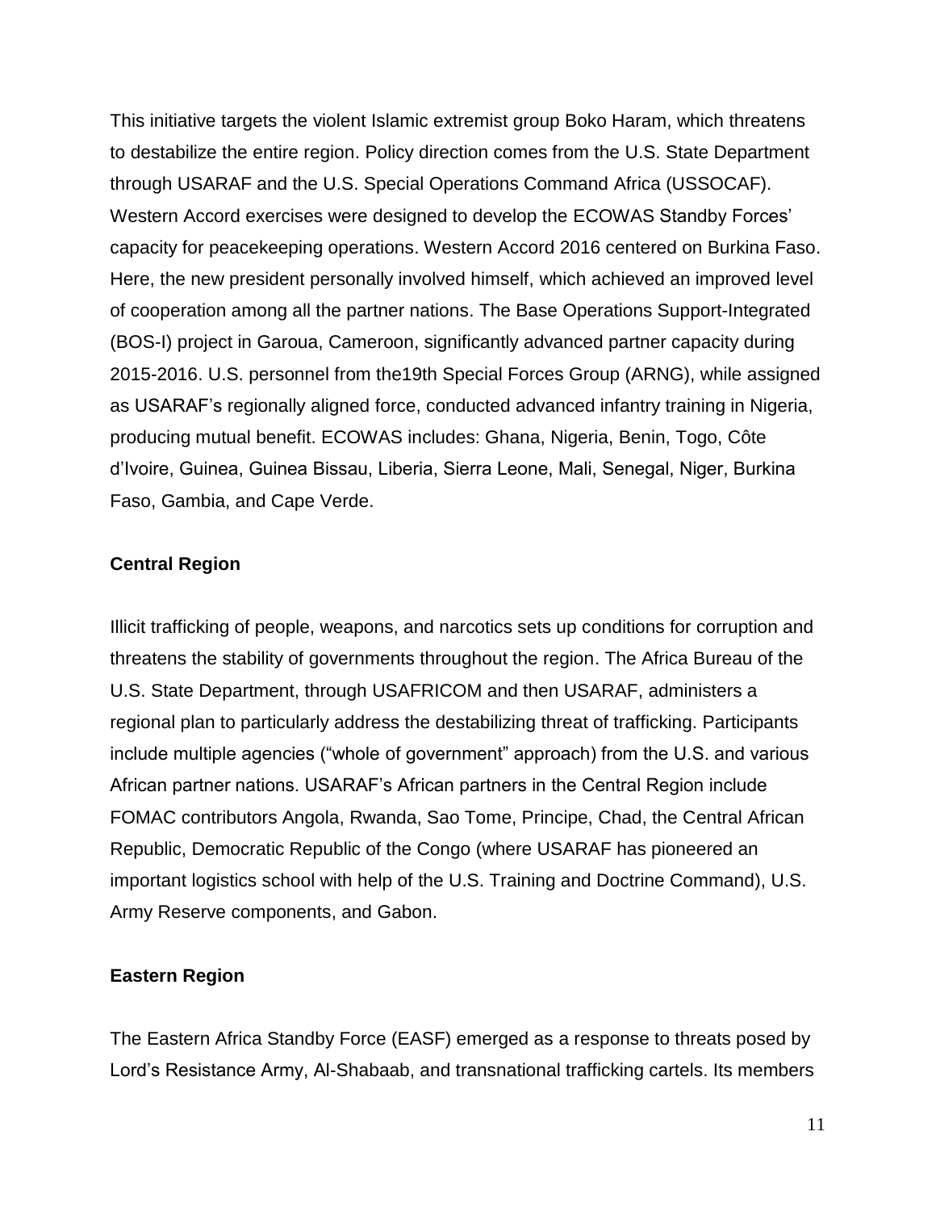This initiative targets the violent Islamic extremist group Boko Haram, which threatens to destabilize the entire region. Policy direction comes from the U.S. State Department through USARAF and the U.S. Special Operations Command Africa (USSOCAF). Western Accord exercises were designed to develop the ECOWAS Standby Forces' capacity for peacekeeping operations. Western Accord 2016 centered on Burkina Faso. Here, the new president personally involved himself, which achieved an improved level of cooperation among all the partner nations. The Base Operations Support-Integrated (BOS-I) project in Garoua, Cameroon, significantly advanced partner capacity during 2015-2016. U.S. personnel from the19th Special Forces Group (ARNG), while assigned as USARAF's regionally aligned force, conducted advanced infantry training in Nigeria, producing mutual benefit. ECOWAS includes: Ghana, Nigeria, Benin, Togo, Côte d'Ivoire, Guinea, Guinea Bissau, Liberia, Sierra Leone, Mali, Senegal, Niger, Burkina Faso, Gambia, and Cape Verde.

### Central Region

Illicit trafficking of people, weapons, and narcotics sets up conditions for corruption and threatens the stability of governments throughout the region. The Africa Bureau of the U.S. State Department, through USAFRICOM and then USARAF, administers a regional plan to particularly address the destabilizing threat of trafficking. Participants include multiple agencies ("whole of government" approach) from the U.S. and various African partner nations. USARAF's African partners in the Central Region include FOMAC contributors Angola, Rwanda, Sao Tome, Principe, Chad, the Central African Republic, Democratic Republic of the Congo (where USARAF has pioneered an important logistics school with help of the U.S. Training and Doctrine Command), U.S. Army Reserve components, and Gabon.

### Eastern Region

The Eastern Africa Standby Force (EASF) emerged as a response to threats posed by Lord's Resistance Army, Al-Shabaab, and transnational trafficking cartels. Its members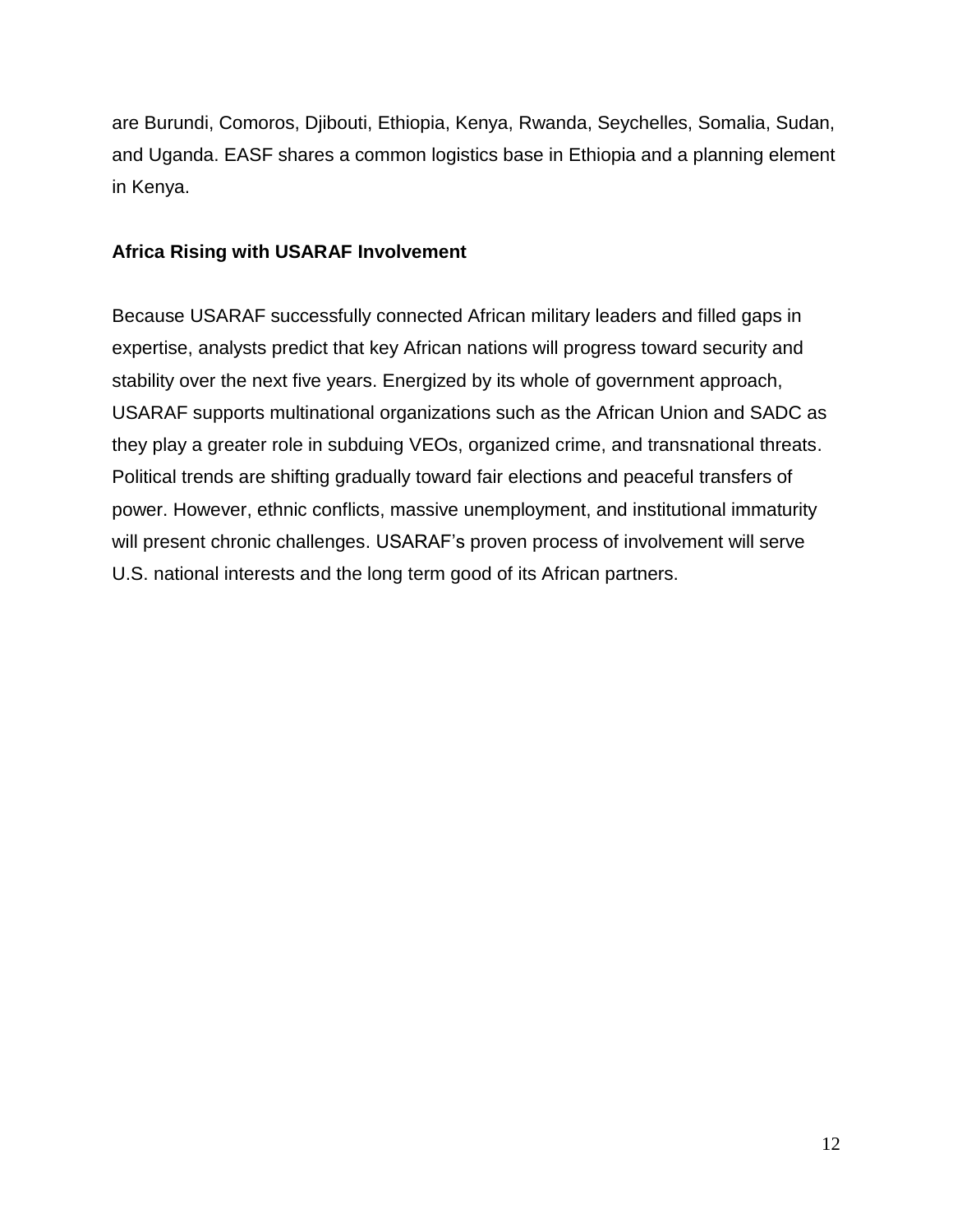are Burundi, Comoros, Djibouti, Ethiopia, Kenya, Rwanda, Seychelles, Somalia, Sudan, and Uganda. EASF shares a common logistics base in Ethiopia and a planning element in Kenya.

**Africa Rising with USARAF Involvement**

Because USARAF successfully connected African military leaders and filled gaps in expertise, analysts predict that key African nations will progress toward security and stability over the next five years. Energized by its whole of government approach, USARAF supports multinational organizations such as the African Union and SADC as they play a greater role in subduing VEOs, organized crime, and transnational threats. Political trends are shifting gradually toward fair elections and peaceful transfers of power. However, ethnic conflicts, massive unemployment, and institutional immaturity will present chronic challenges. USARAF's proven process of involvement will serve U.S. national interests and the long term good of its African partners.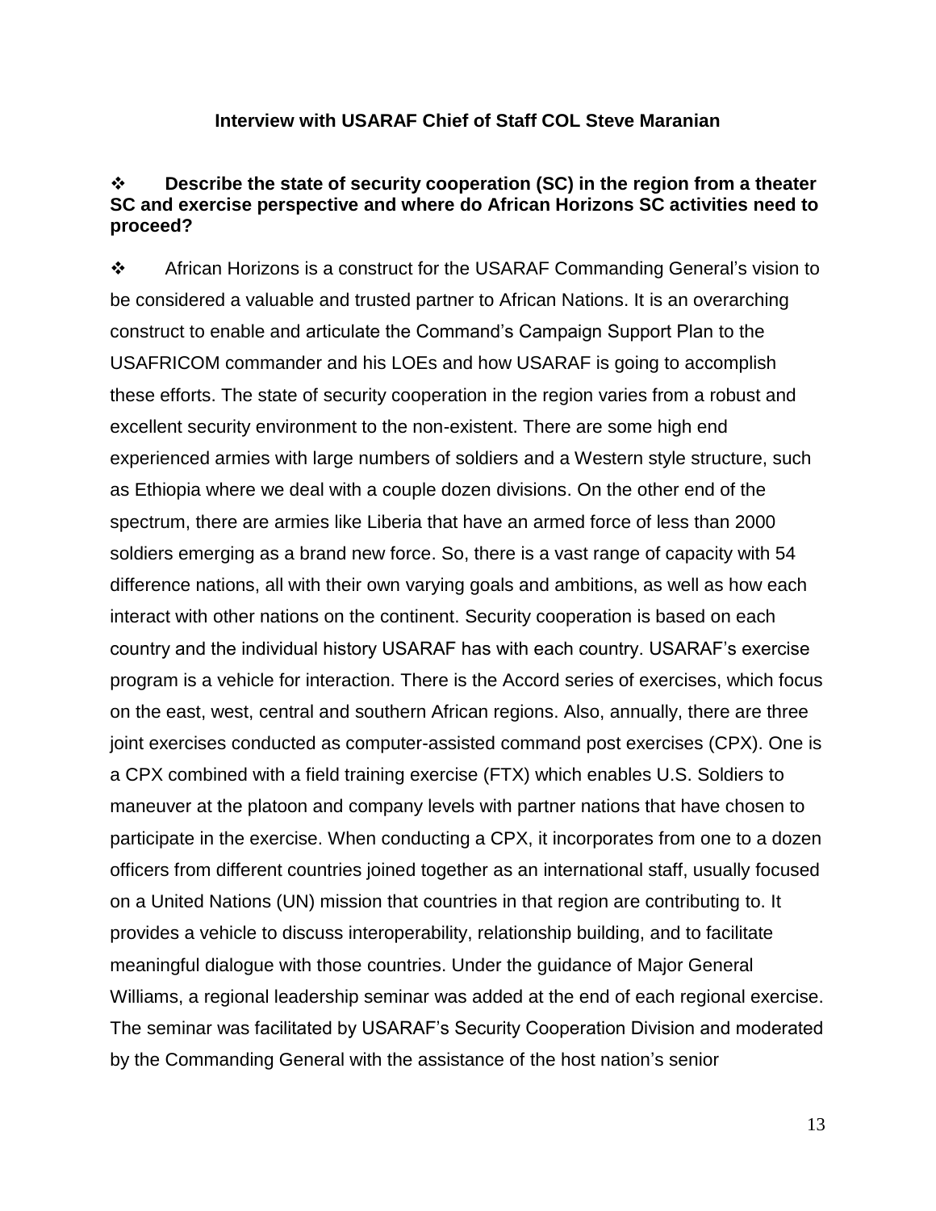### Interview with USARAF Chief of Staff COL Steve Maranian

❖ **Describe the state of security cooperation (SC) in the region from a theater SC and exercise perspective and where do African Horizons SC activities need to proceed?**

❖ African Horizons is a construct for the USARAF Commanding General's vision to be considered a valuable and trusted partner to African Nations. It is an overarching construct to enable and articulate the Command's Campaign Support Plan to the USAFRICOM commander and his LOEs and how USARAF is going to accomplish these efforts. The state of security cooperation in the region varies from a robust and excellent security environment to the non-existent. There are some high end experienced armies with large numbers of soldiers and a Western style structure, such as Ethiopia where we deal with a couple dozen divisions. On the other end of the spectrum, there are armies like Liberia that have an armed force of less than 2000 soldiers emerging as a brand new force. So, there is a vast range of capacity with 54 difference nations, all with their own varying goals and ambitions, as well as how each interact with other nations on the continent. Security cooperation is based on each country and the individual history USARAF has with each country. USARAF's exercise program is a vehicle for interaction. There is the Accord series of exercises, which focus on the east, west, central and southern African regions. Also, annually, there are three joint exercises conducted as computer-assisted command post exercises (CPX). One is a CPX combined with a field training exercise (FTX) which enables U.S. Soldiers to maneuver at the platoon and company levels with partner nations that have chosen to participate in the exercise. When conducting a CPX, it incorporates from one to a dozen officers from different countries joined together as an international staff, usually focused on a United Nations (UN) mission that countries in that region are contributing to. It provides a vehicle to discuss interoperability, relationship building, and to facilitate meaningful dialogue with those countries. Under the guidance of Major General Williams, a regional leadership seminar was added at the end of each regional exercise. The seminar was facilitated by USARAF's Security Cooperation Division and moderated by the Commanding General with the assistance of the host nation's senior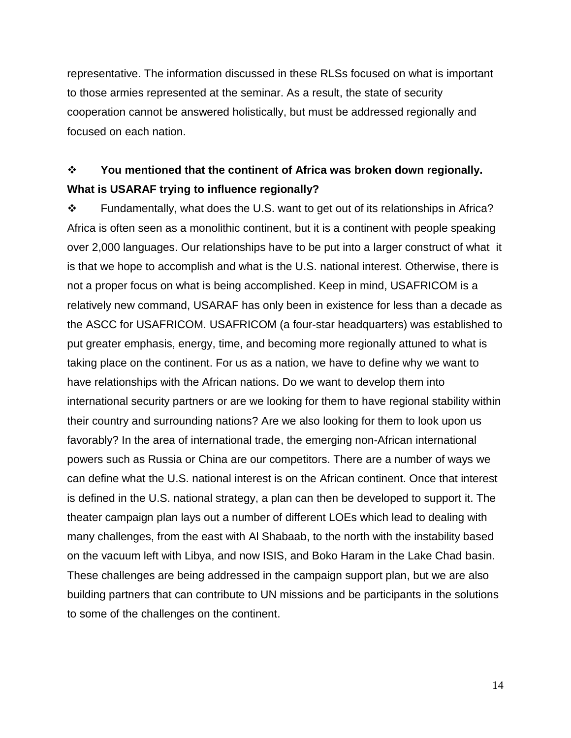representative. The information discussed in these RLSs focused on what is important to those armies represented at the seminar. As a result, the state of security cooperation cannot be answered holistically, but must be addressed regionally and focused on each nation.

❖ **You mentioned that the continent of Africa was broken down regionally. What is USARAF trying to influence regionally?**

❖ Fundamentally, what does the U.S. want to get out of its relationships in Africa? Africa is often seen as a monolithic continent, but it is a continent with people speaking over 2,000 languages. Our relationships have to be put into a larger construct of what it is that we hope to accomplish and what is the U.S. national interest. Otherwise, there is not a proper focus on what is being accomplished. Keep in mind, USAFRICOM is a relatively new command, USARAF has only been in existence for less than a decade as the ASCC for USAFRICOM. USAFRICOM (a four-star headquarters) was established to put greater emphasis, energy, time, and becoming more regionally attuned to what is taking place on the continent. For us as a nation, we have to define why we want to have relationships with the African nations. Do we want to develop them into international security partners or are we looking for them to have regional stability within their country and surrounding nations? Are we also looking for them to look upon us favorably? In the area of international trade, the emerging non-African international powers such as Russia or China are our competitors. There are a number of ways we can define what the U.S. national interest is on the African continent. Once that interest is defined in the U.S. national strategy, a plan can then be developed to support it. The theater campaign plan lays out a number of different LOEs which lead to dealing with many challenges, from the east with Al Shabaab, to the north with the instability based on the vacuum left with Libya, and now ISIS, and Boko Haram in the Lake Chad basin. These challenges are being addressed in the campaign support plan, but we are also building partners that can contribute to UN missions and be participants in the solutions to some of the challenges on the continent.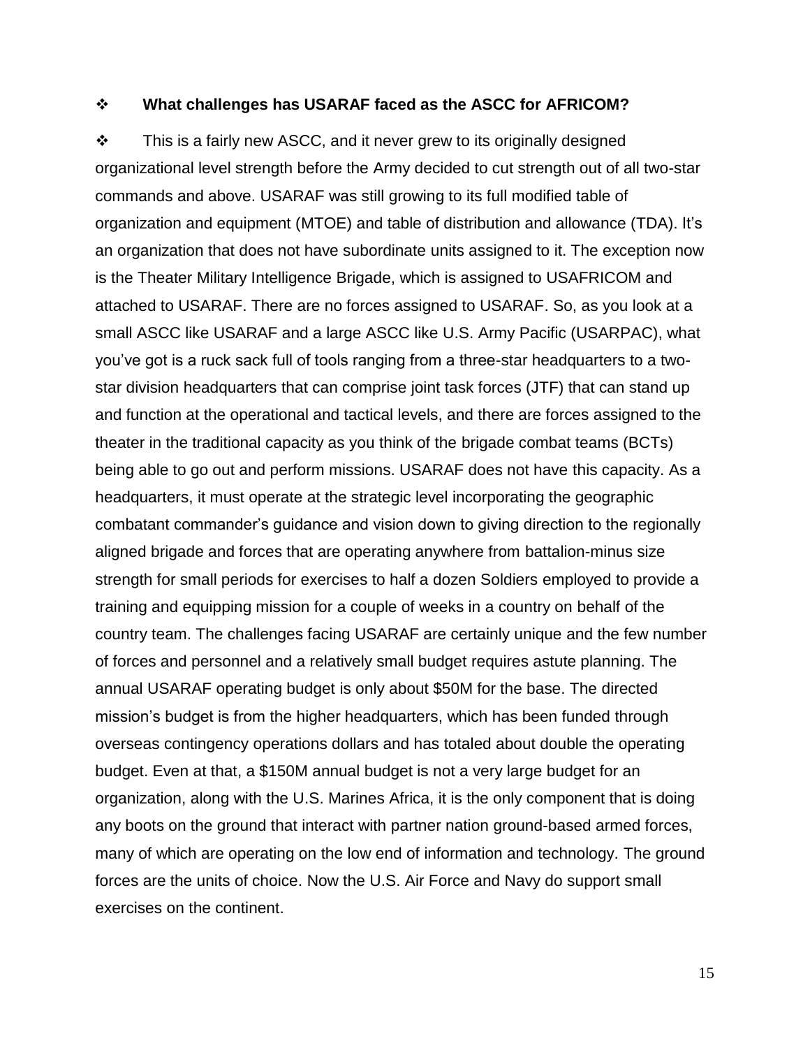❖ **What challenges has USARAF faced as the ASCC for AFRICOM?**

❖ This is a fairly new ASCC, and it never grew to its originally designed organizational level strength before the Army decided to cut strength out of all two-star commands and above. USARAF was still growing to its full modified table of organization and equipment (MTOE) and table of distribution and allowance (TDA). It's an organization that does not have subordinate units assigned to it. The exception now is the Theater Military Intelligence Brigade, which is assigned to USAFRICOM and attached to USARAF. There are no forces assigned to USARAF. So, as you look at a small ASCC like USARAF and a large ASCC like U.S. Army Pacific (USARPAC), what you've got is a ruck sack full of tools ranging from a three-star headquarters to a two-star division headquarters that can comprise joint task forces (JTF) that can stand up and function at the operational and tactical levels, and there are forces assigned to the theater in the traditional capacity as you think of the brigade combat teams (BCTs) being able to go out and perform missions. USARAF does not have this capacity. As a headquarters, it must operate at the strategic level incorporating the geographic combatant commander's guidance and vision down to giving direction to the regionally aligned brigade and forces that are operating anywhere from battalion-minus size strength for small periods for exercises to half a dozen Soldiers employed to provide a training and equipping mission for a couple of weeks in a country on behalf of the country team. The challenges facing USARAF are certainly unique and the few number of forces and personnel and a relatively small budget requires astute planning. The annual USARAF operating budget is only about $50M for the base. The directed mission's budget is from the higher headquarters, which has been funded through overseas contingency operations dollars and has totaled about double the operating budget. Even at that, a $150M annual budget is not a very large budget for an organization, along with the U.S. Marines Africa, it is the only component that is doing any boots on the ground that interact with partner nation ground-based armed forces, many of which are operating on the low end of information and technology. The ground forces are the units of choice. Now the U.S. Air Force and Navy do support small exercises on the continent.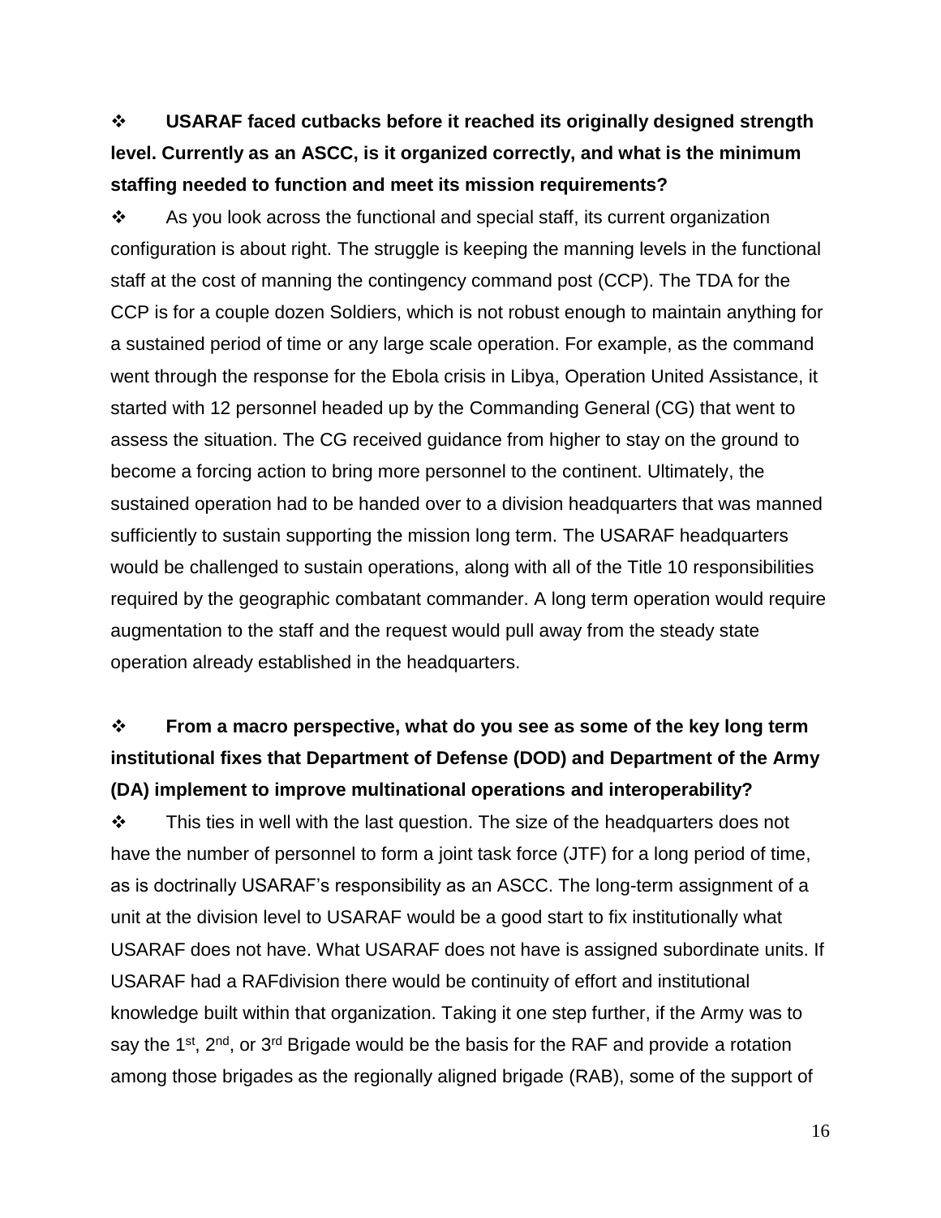❖ **USARAF faced cutbacks before it reached its originally designed strength level. Currently as an ASCC, is it organized correctly, and what is the minimum staffing needed to function and meet its mission requirements?**

❖ As you look across the functional and special staff, its current organization configuration is about right. The struggle is keeping the manning levels in the functional staff at the cost of manning the contingency command post (CCP). The TDA for the CCP is for a couple dozen Soldiers, which is not robust enough to maintain anything for a sustained period of time or any large scale operation. For example, as the command went through the response for the Ebola crisis in Libya, Operation United Assistance, it started with 12 personnel headed up by the Commanding General (CG) that went to assess the situation. The CG received guidance from higher to stay on the ground to become a forcing action to bring more personnel to the continent. Ultimately, the sustained operation had to be handed over to a division headquarters that was manned sufficiently to sustain supporting the mission long term. The USARAF headquarters would be challenged to sustain operations, along with all of the Title 10 responsibilities required by the geographic combatant commander. A long term operation would require augmentation to the staff and the request would pull away from the steady state operation already established in the headquarters.

❖ **From a macro perspective, what do you see as some of the key long term institutional fixes that Department of Defense (DOD) and Department of the Army (DA) implement to improve multinational operations and interoperability?**

❖ This ties in well with the last question. The size of the headquarters does not have the number of personnel to form a joint task force (JTF) for a long period of time, as is doctrinally USARAF's responsibility as an ASCC. The long-term assignment of a unit at the division level to USARAF would be a good start to fix institutionally what USARAF does not have. What USARAF does not have is assigned subordinate units. If USARAF had a RAFdivision there would be continuity of effort and institutional knowledge built within that organization. Taking it one step further, if the Army was to say the 1st, 2nd, or 3rd Brigade would be the basis for the RAF and provide a rotation among those brigades as the regionally aligned brigade (RAB), some of the support of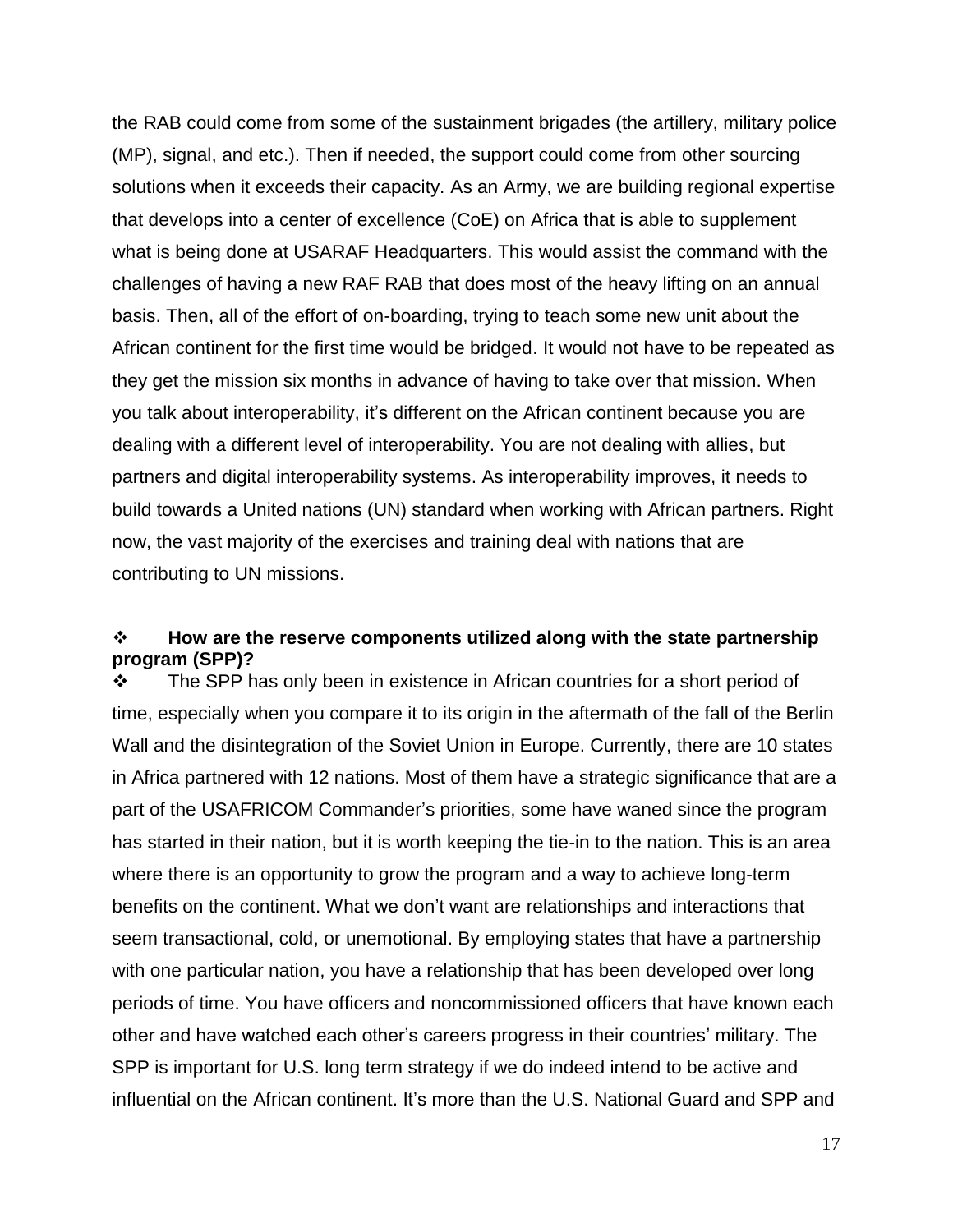the RAB could come from some of the sustainment brigades (the artillery, military police (MP), signal, and etc.). Then if needed, the support could come from other sourcing solutions when it exceeds their capacity. As an Army, we are building regional expertise that develops into a center of excellence (CoE) on Africa that is able to supplement what is being done at USARAF Headquarters. This would assist the command with the challenges of having a new RAF RAB that does most of the heavy lifting on an annual basis. Then, all of the effort of on-boarding, trying to teach some new unit about the African continent for the first time would be bridged. It would not have to be repeated as they get the mission six months in advance of having to take over that mission. When you talk about interoperability, it's different on the African continent because you are dealing with a different level of interoperability. You are not dealing with allies, but partners and digital interoperability systems. As interoperability improves, it needs to build towards a United nations (UN) standard when working with African partners. Right now, the vast majority of the exercises and training deal with nations that are contributing to UN missions.

❖ **How are the reserve components utilized along with the state partnership program (SPP)?**

❖ The SPP has only been in existence in African countries for a short period of time, especially when you compare it to its origin in the aftermath of the fall of the Berlin Wall and the disintegration of the Soviet Union in Europe. Currently, there are 10 states in Africa partnered with 12 nations. Most of them have a strategic significance that are a part of the USAFRICOM Commander's priorities, some have waned since the program has started in their nation, but it is worth keeping the tie-in to the nation. This is an area where there is an opportunity to grow the program and a way to achieve long-term benefits on the continent. What we don't want are relationships and interactions that seem transactional, cold, or unemotional. By employing states that have a partnership with one particular nation, you have a relationship that has been developed over long periods of time. You have officers and noncommissioned officers that have known each other and have watched each other's careers progress in their countries' military. The SPP is important for U.S. long term strategy if we do indeed intend to be active and influential on the African continent. It's more than the U.S. National Guard and SPP and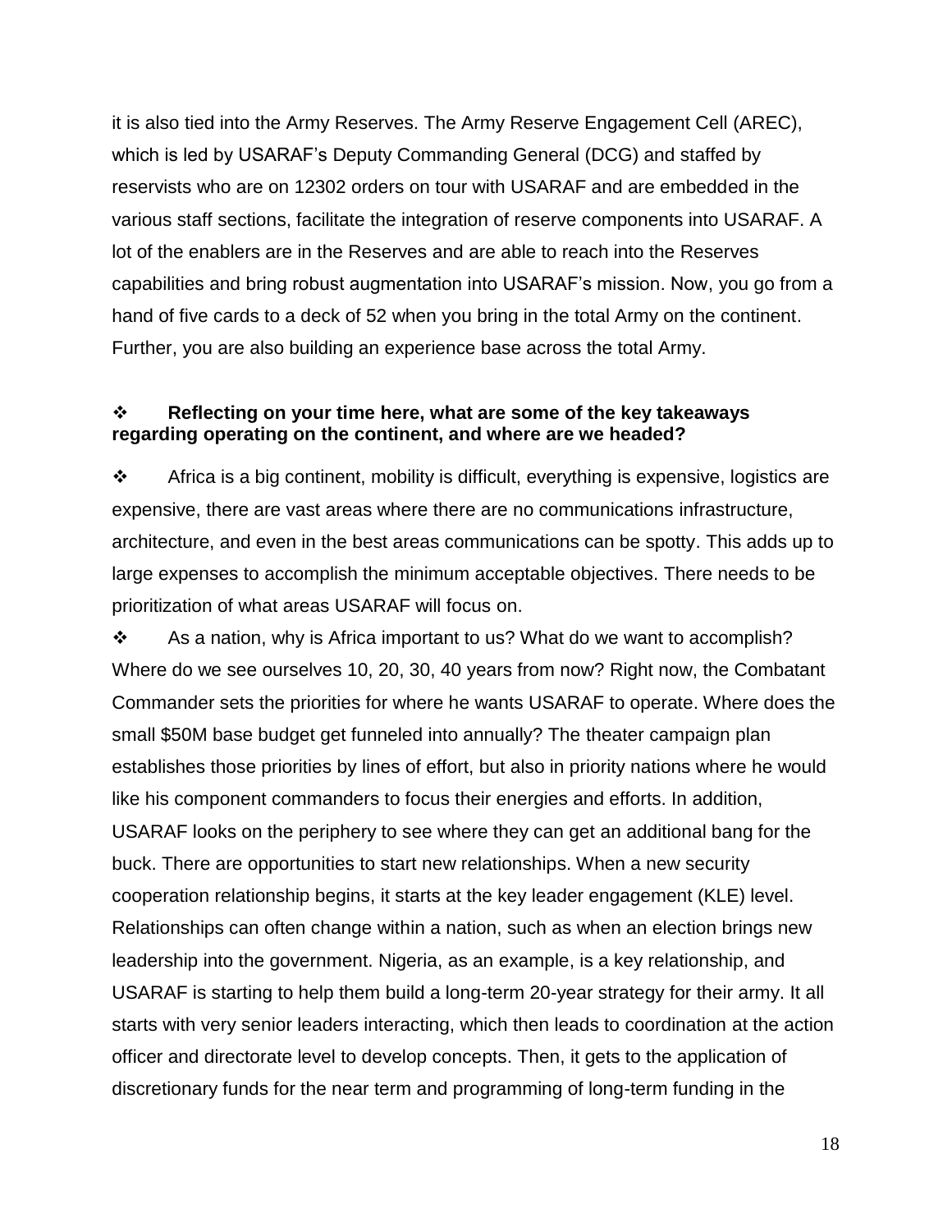it is also tied into the Army Reserves. The Army Reserve Engagement Cell (AREC), which is led by USARAF's Deputy Commanding General (DCG) and staffed by reservists who are on 12302 orders on tour with USARAF and are embedded in the various staff sections, facilitate the integration of reserve components into USARAF. A lot of the enablers are in the Reserves and are able to reach into the Reserves capabilities and bring robust augmentation into USARAF's mission. Now, you go from a hand of five cards to a deck of 52 when you bring in the total Army on the continent. Further, you are also building an experience base across the total Army.

❖ **Reflecting on your time here, what are some of the key takeaways regarding operating on the continent, and where are we headed?**

❖ Africa is a big continent, mobility is difficult, everything is expensive, logistics are expensive, there are vast areas where there are no communications infrastructure, architecture, and even in the best areas communications can be spotty. This adds up to large expenses to accomplish the minimum acceptable objectives. There needs to be prioritization of what areas USARAF will focus on.

❖ As a nation, why is Africa important to us? What do we want to accomplish? Where do we see ourselves 10, 20, 30, 40 years from now? Right now, the Combatant Commander sets the priorities for where he wants USARAF to operate. Where does the small $50M base budget get funneled into annually? The theater campaign plan establishes those priorities by lines of effort, but also in priority nations where he would like his component commanders to focus their energies and efforts. In addition, USARAF looks on the periphery to see where they can get an additional bang for the buck. There are opportunities to start new relationships. When a new security cooperation relationship begins, it starts at the key leader engagement (KLE) level. Relationships can often change within a nation, such as when an election brings new leadership into the government. Nigeria, as an example, is a key relationship, and USARAF is starting to help them build a long-term 20-year strategy for their army. It all starts with very senior leaders interacting, which then leads to coordination at the action officer and directorate level to develop concepts. Then, it gets to the application of discretionary funds for the near term and programming of long-term funding in the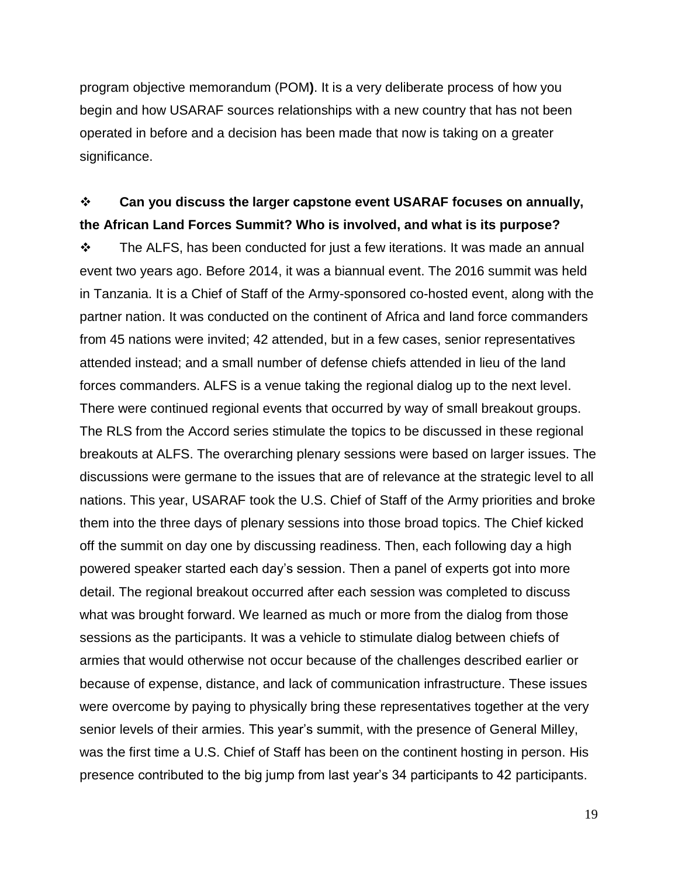program objective memorandum (POM**)**. It is a very deliberate process of how you begin and how USARAF sources relationships with a new country that has not been operated in before and a decision has been made that now is taking on a greater significance.

❖ **Can you discuss the larger capstone event USARAF focuses on annually, the African Land Forces Summit? Who is involved, and what is its purpose?**

❖ The ALFS, has been conducted for just a few iterations. It was made an annual event two years ago. Before 2014, it was a biannual event. The 2016 summit was held in Tanzania. It is a Chief of Staff of the Army-sponsored co-hosted event, along with the partner nation. It was conducted on the continent of Africa and land force commanders from 45 nations were invited; 42 attended, but in a few cases, senior representatives attended instead; and a small number of defense chiefs attended in lieu of the land forces commanders. ALFS is a venue taking the regional dialog up to the next level. There were continued regional events that occurred by way of small breakout groups. The RLS from the Accord series stimulate the topics to be discussed in these regional breakouts at ALFS. The overarching plenary sessions were based on larger issues. The discussions were germane to the issues that are of relevance at the strategic level to all nations. This year, USARAF took the U.S. Chief of Staff of the Army priorities and broke them into the three days of plenary sessions into those broad topics. The Chief kicked off the summit on day one by discussing readiness. Then, each following day a high powered speaker started each day's session. Then a panel of experts got into more detail. The regional breakout occurred after each session was completed to discuss what was brought forward. We learned as much or more from the dialog from those sessions as the participants. It was a vehicle to stimulate dialog between chiefs of armies that would otherwise not occur because of the challenges described earlier or because of expense, distance, and lack of communication infrastructure. These issues were overcome by paying to physically bring these representatives together at the very senior levels of their armies. This year's summit, with the presence of General Milley, was the first time a U.S. Chief of Staff has been on the continent hosting in person. His presence contributed to the big jump from last year's 34 participants to 42 participants.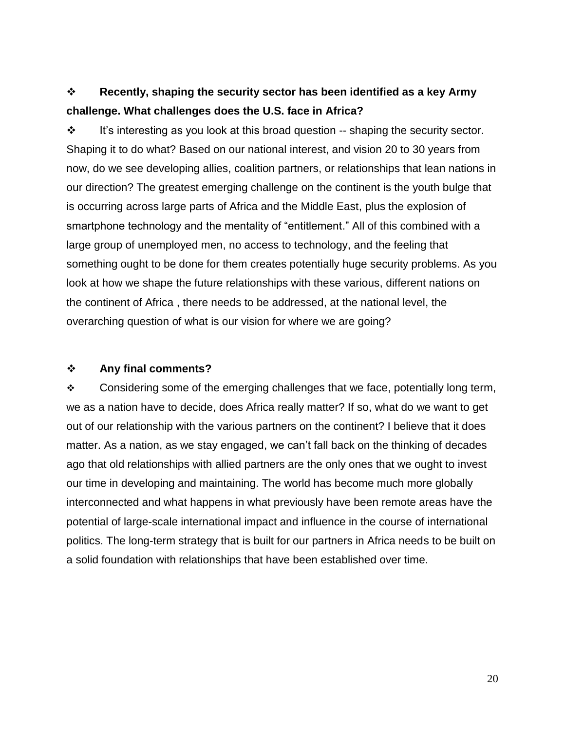❖ **Recently, shaping the security sector has been identified as a key Army challenge. What challenges does the U.S. face in Africa?**

❖ It's interesting as you look at this broad question -- shaping the security sector. Shaping it to do what? Based on our national interest, and vision 20 to 30 years from now, do we see developing allies, coalition partners, or relationships that lean nations in our direction? The greatest emerging challenge on the continent is the youth bulge that is occurring across large parts of Africa and the Middle East, plus the explosion of smartphone technology and the mentality of "entitlement." All of this combined with a large group of unemployed men, no access to technology, and the feeling that something ought to be done for them creates potentially huge security problems. As you look at how we shape the future relationships with these various, different nations on the continent of Africa , there needs to be addressed, at the national level, the overarching question of what is our vision for where we are going?

❖ **Any final comments?**

❖ Considering some of the emerging challenges that we face, potentially long term, we as a nation have to decide, does Africa really matter? If so, what do we want to get out of our relationship with the various partners on the continent? I believe that it does matter. As a nation, as we stay engaged, we can't fall back on the thinking of decades ago that old relationships with allied partners are the only ones that we ought to invest our time in developing and maintaining. The world has become much more globally interconnected and what happens in what previously have been remote areas have the potential of large-scale international impact and influence in the course of international politics. The long-term strategy that is built for our partners in Africa needs to be built on a solid foundation with relationships that have been established over time.